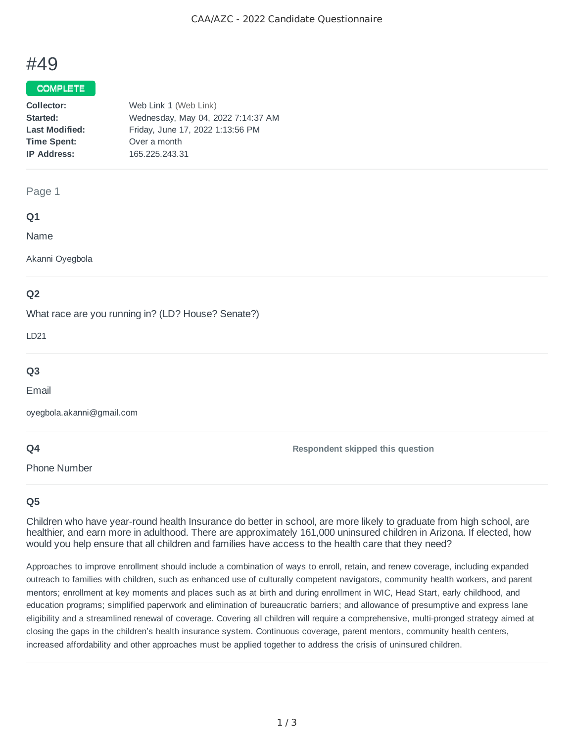# #49

**COMPLETE**

| | |
|---|---|
| **Collector:** | Web Link 1 (Web Link) |
| **Started:** | Wednesday, May 04, 2022 7:14:37 AM |
| **Last Modified:** | Friday, June 17, 2022 1:13:56 PM |
| **Time Spent:** | Over a month |
| **IP Address:** | 165.225.243.31 |

Page 1

### Q1

Name

Akanni Oyegbola

### Q2

What race are you running in? (LD? House? Senate?)

LD21

### Q3

Email

oyegbola.akanni@gmail.com

### Q4

Phone Number

**Respondent skipped this question**

### Q5

Children who have year-round health Insurance do better in school, are more likely to graduate from high school, are healthier, and earn more in adulthood. There are approximately 161,000 uninsured children in Arizona. If elected, how would you help ensure that all children and families have access to the health care that they need?

Approaches to improve enrollment should include a combination of ways to enroll, retain, and renew coverage, including expanded outreach to families with children, such as enhanced use of culturally competent navigators, community health workers, and parent mentors; enrollment at key moments and places such as at birth and during enrollment in WIC, Head Start, early childhood, and education programs; simplified paperwork and elimination of bureaucratic barriers; and allowance of presumptive and express lane eligibility and a streamlined renewal of coverage. Covering all children will require a comprehensive, multi-pronged strategy aimed at closing the gaps in the children's health insurance system. Continuous coverage, parent mentors, community health centers, increased affordability and other approaches must be applied together to address the crisis of uninsured children.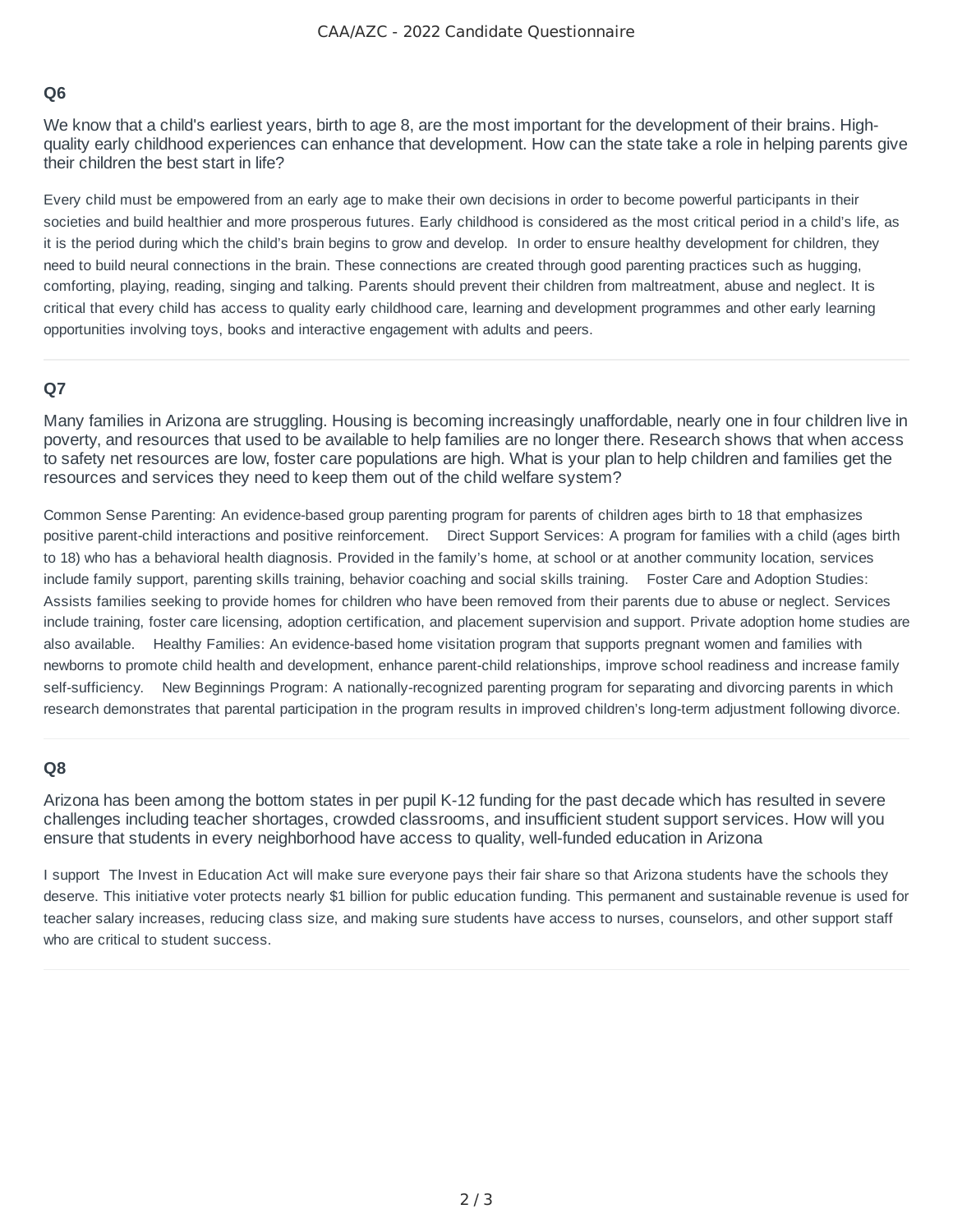### Q6

We know that a child's earliest years, birth to age 8, are the most important for the development of their brains. High-quality early childhood experiences can enhance that development. How can the state take a role in helping parents give their children the best start in life?

Every child must be empowered from an early age to make their own decisions in order to become powerful participants in their societies and build healthier and more prosperous futures. Early childhood is considered as the most critical period in a child's life, as it is the period during which the child's brain begins to grow and develop. In order to ensure healthy development for children, they need to build neural connections in the brain. These connections are created through good parenting practices such as hugging, comforting, playing, reading, singing and talking. Parents should prevent their children from maltreatment, abuse and neglect. It is critical that every child has access to quality early childhood care, learning and development programmes and other early learning opportunities involving toys, books and interactive engagement with adults and peers.

---

### Q7

Many families in Arizona are struggling. Housing is becoming increasingly unaffordable, nearly one in four children live in poverty, and resources that used to be available to help families are no longer there. Research shows that when access to safety net resources are low, foster care populations are high. What is your plan to help children and families get the resources and services they need to keep them out of the child welfare system?

Common Sense Parenting: An evidence-based group parenting program for parents of children ages birth to 18 that emphasizes positive parent-child interactions and positive reinforcement. Direct Support Services: A program for families with a child (ages birth to 18) who has a behavioral health diagnosis. Provided in the family's home, at school or at another community location, services include family support, parenting skills training, behavior coaching and social skills training. Foster Care and Adoption Studies: Assists families seeking to provide homes for children who have been removed from their parents due to abuse or neglect. Services include training, foster care licensing, adoption certification, and placement supervision and support. Private adoption home studies are also available. Healthy Families: An evidence-based home visitation program that supports pregnant women and families with newborns to promote child health and development, enhance parent-child relationships, improve school readiness and increase family self-sufficiency. New Beginnings Program: A nationally-recognized parenting program for separating and divorcing parents in which research demonstrates that parental participation in the program results in improved children's long-term adjustment following divorce.

---

### Q8

Arizona has been among the bottom states in per pupil K-12 funding for the past decade which has resulted in severe challenges including teacher shortages, crowded classrooms, and insufficient student support services. How will you ensure that students in every neighborhood have access to quality, well-funded education in Arizona

I support The Invest in Education Act will make sure everyone pays their fair share so that Arizona students have the schools they deserve. This initiative voter protects nearly $1 billion for public education funding. This permanent and sustainable revenue is used for teacher salary increases, reducing class size, and making sure students have access to nurses, counselors, and other support staff who are critical to student success.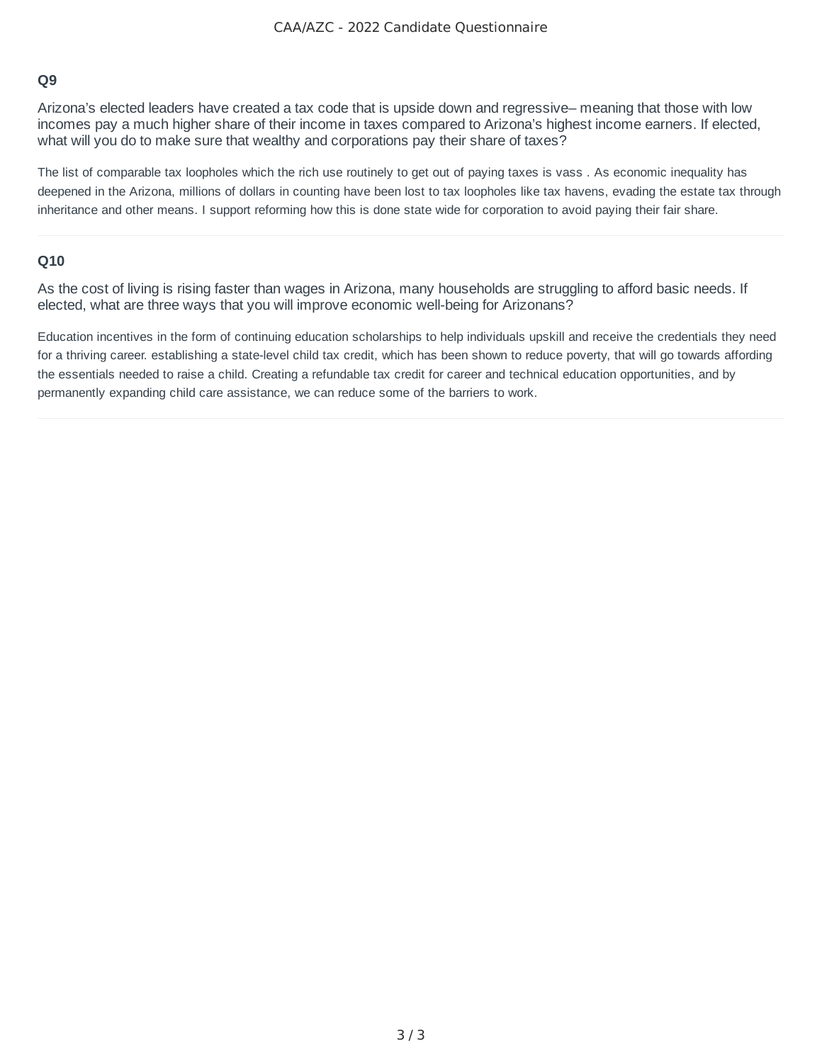### Q9

Arizona's elected leaders have created a tax code that is upside down and regressive– meaning that those with low incomes pay a much higher share of their income in taxes compared to Arizona's highest income earners. If elected, what will you do to make sure that wealthy and corporations pay their share of taxes?

The list of comparable tax loopholes which the rich use routinely to get out of paying taxes is vass . As economic inequality has deepened in the Arizona, millions of dollars in counting have been lost to tax loopholes like tax havens, evading the estate tax through inheritance and other means. I support reforming how this is done state wide for corporation to avoid paying their fair share.

### Q10

As the cost of living is rising faster than wages in Arizona, many households are struggling to afford basic needs. If elected, what are three ways that you will improve economic well-being for Arizonans?

Education incentives in the form of continuing education scholarships to help individuals upskill and receive the credentials they need for a thriving career. establishing a state-level child tax credit, which has been shown to reduce poverty, that will go towards affording the essentials needed to raise a child. Creating a refundable tax credit for career and technical education opportunities, and by permanently expanding child care assistance, we can reduce some of the barriers to work.